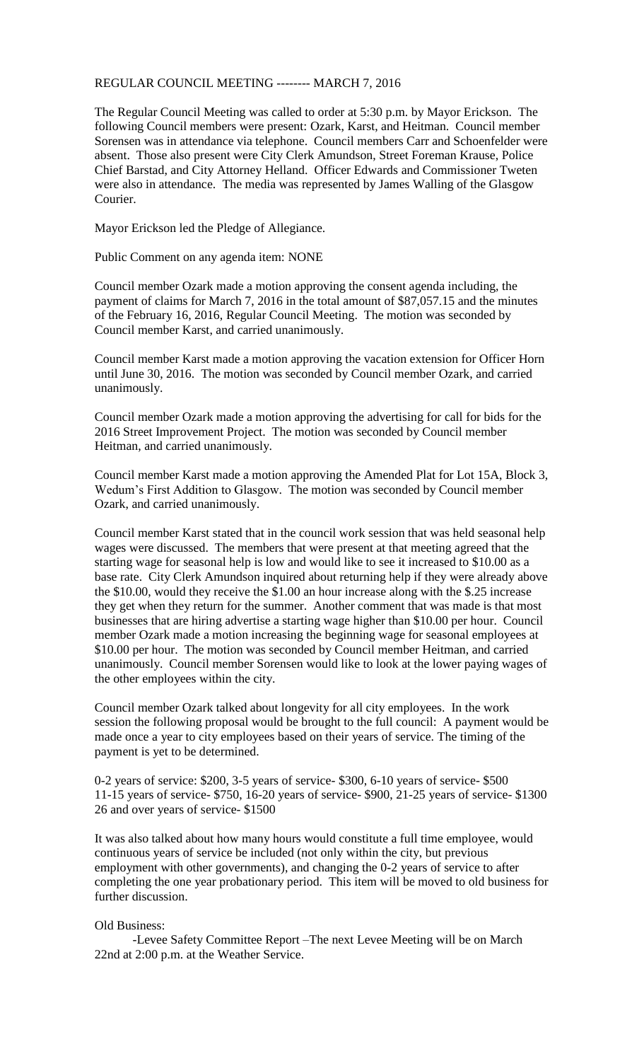REGULAR COUNCIL MEETING -------- MARCH 7, 2016

The Regular Council Meeting was called to order at 5:30 p.m. by Mayor Erickson. The following Council members were present: Ozark, Karst, and Heitman. Council member Sorensen was in attendance via telephone. Council members Carr and Schoenfelder were absent. Those also present were City Clerk Amundson, Street Foreman Krause, Police Chief Barstad, and City Attorney Helland. Officer Edwards and Commissioner Tweten were also in attendance. The media was represented by James Walling of the Glasgow Courier.

Mayor Erickson led the Pledge of Allegiance.

Public Comment on any agenda item: NONE

Council member Ozark made a motion approving the consent agenda including, the payment of claims for March 7, 2016 in the total amount of $87,057.15 and the minutes of the February 16, 2016, Regular Council Meeting. The motion was seconded by Council member Karst, and carried unanimously.

Council member Karst made a motion approving the vacation extension for Officer Horn until June 30, 2016. The motion was seconded by Council member Ozark, and carried unanimously.

Council member Ozark made a motion approving the advertising for call for bids for the 2016 Street Improvement Project. The motion was seconded by Council member Heitman, and carried unanimously.

Council member Karst made a motion approving the Amended Plat for Lot 15A, Block 3, Wedum's First Addition to Glasgow. The motion was seconded by Council member Ozark, and carried unanimously.

Council member Karst stated that in the council work session that was held seasonal help wages were discussed. The members that were present at that meeting agreed that the starting wage for seasonal help is low and would like to see it increased to $10.00 as a base rate. City Clerk Amundson inquired about returning help if they were already above the $10.00, would they receive the $1.00 an hour increase along with the $.25 increase they get when they return for the summer. Another comment that was made is that most businesses that are hiring advertise a starting wage higher than $10.00 per hour. Council member Ozark made a motion increasing the beginning wage for seasonal employees at $10.00 per hour. The motion was seconded by Council member Heitman, and carried unanimously. Council member Sorensen would like to look at the lower paying wages of the other employees within the city.

Council member Ozark talked about longevity for all city employees. In the work session the following proposal would be brought to the full council: A payment would be made once a year to city employees based on their years of service. The timing of the payment is yet to be determined.

0-2 years of service: $200, 3-5 years of service- $300, 6-10 years of service- $500
11-15 years of service- $750, 16-20 years of service- $900, 21-25 years of service- $1300
26 and over years of service- $1500

It was also talked about how many hours would constitute a full time employee, would continuous years of service be included (not only within the city, but previous employment with other governments), and changing the 0-2 years of service to after completing the one year probationary period. This item will be moved to old business for further discussion.

Old Business:

-Levee Safety Committee Report –The next Levee Meeting will be on March 22nd at 2:00 p.m. at the Weather Service.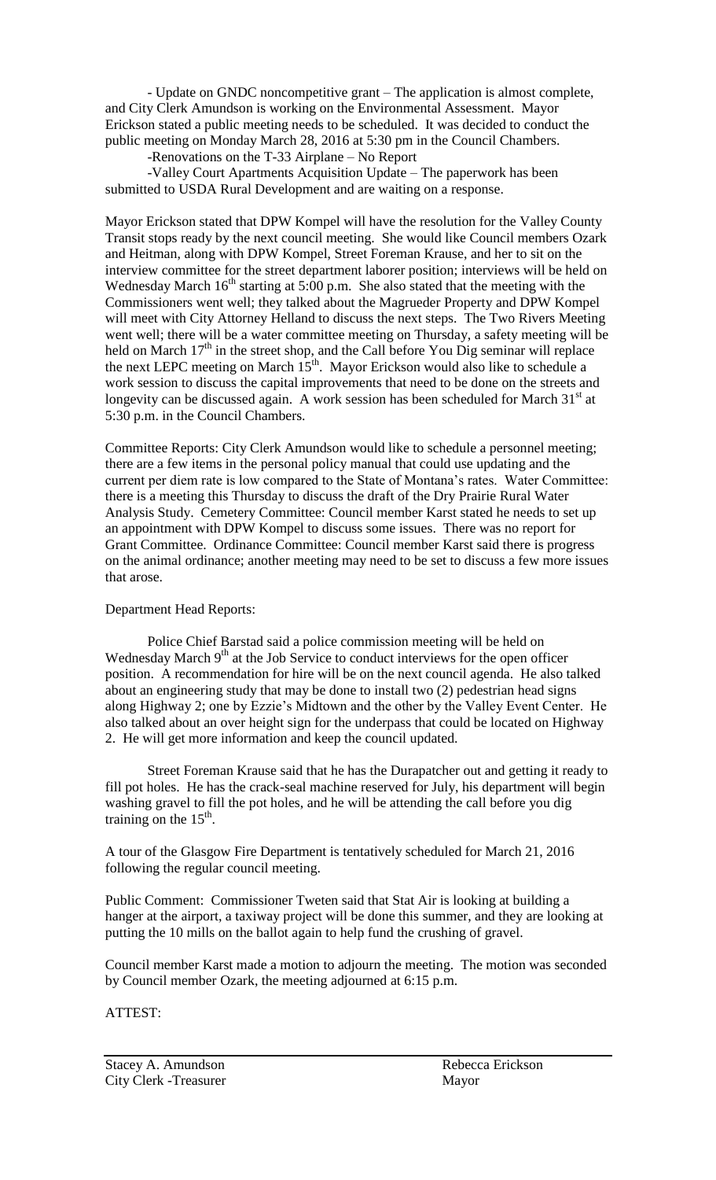- Update on GNDC noncompetitive grant – The application is almost complete, and City Clerk Amundson is working on the Environmental Assessment. Mayor Erickson stated a public meeting needs to be scheduled. It was decided to conduct the public meeting on Monday March 28, 2016 at 5:30 pm in the Council Chambers.

-Renovations on the T-33 Airplane – No Report

-Valley Court Apartments Acquisition Update – The paperwork has been submitted to USDA Rural Development and are waiting on a response.

Mayor Erickson stated that DPW Kompel will have the resolution for the Valley County Transit stops ready by the next council meeting. She would like Council members Ozark and Heitman, along with DPW Kompel, Street Foreman Krause, and her to sit on the interview committee for the street department laborer position; interviews will be held on Wednesday March 16th starting at 5:00 p.m. She also stated that the meeting with the Commissioners went well; they talked about the Magrueder Property and DPW Kompel will meet with City Attorney Helland to discuss the next steps. The Two Rivers Meeting went well; there will be a water committee meeting on Thursday, a safety meeting will be held on March 17th in the street shop, and the Call before You Dig seminar will replace the next LEPC meeting on March 15th. Mayor Erickson would also like to schedule a work session to discuss the capital improvements that need to be done on the streets and longevity can be discussed again. A work session has been scheduled for March 31st at 5:30 p.m. in the Council Chambers.

Committee Reports: City Clerk Amundson would like to schedule a personnel meeting; there are a few items in the personal policy manual that could use updating and the current per diem rate is low compared to the State of Montana's rates. Water Committee: there is a meeting this Thursday to discuss the draft of the Dry Prairie Rural Water Analysis Study. Cemetery Committee: Council member Karst stated he needs to set up an appointment with DPW Kompel to discuss some issues. There was no report for Grant Committee. Ordinance Committee: Council member Karst said there is progress on the animal ordinance; another meeting may need to be set to discuss a few more issues that arose.

Department Head Reports:

Police Chief Barstad said a police commission meeting will be held on Wednesday March 9th at the Job Service to conduct interviews for the open officer position. A recommendation for hire will be on the next council agenda. He also talked about an engineering study that may be done to install two (2) pedestrian head signs along Highway 2; one by Ezzie's Midtown and the other by the Valley Event Center. He also talked about an over height sign for the underpass that could be located on Highway 2. He will get more information and keep the council updated.

Street Foreman Krause said that he has the Durapatcher out and getting it ready to fill pot holes. He has the crack-seal machine reserved for July, his department will begin washing gravel to fill the pot holes, and he will be attending the call before you dig training on the 15th.

A tour of the Glasgow Fire Department is tentatively scheduled for March 21, 2016 following the regular council meeting.

Public Comment: Commissioner Tweten said that Stat Air is looking at building a hanger at the airport, a taxiway project will be done this summer, and they are looking at putting the 10 mills on the ballot again to help fund the crushing of gravel.

Council member Karst made a motion to adjourn the meeting. The motion was seconded by Council member Ozark, the meeting adjourned at 6:15 p.m.

ATTEST:

| | |
|---|---|
| Stacey A. Amundson | Rebecca Erickson |
| City Clerk -Treasurer | Mayor |